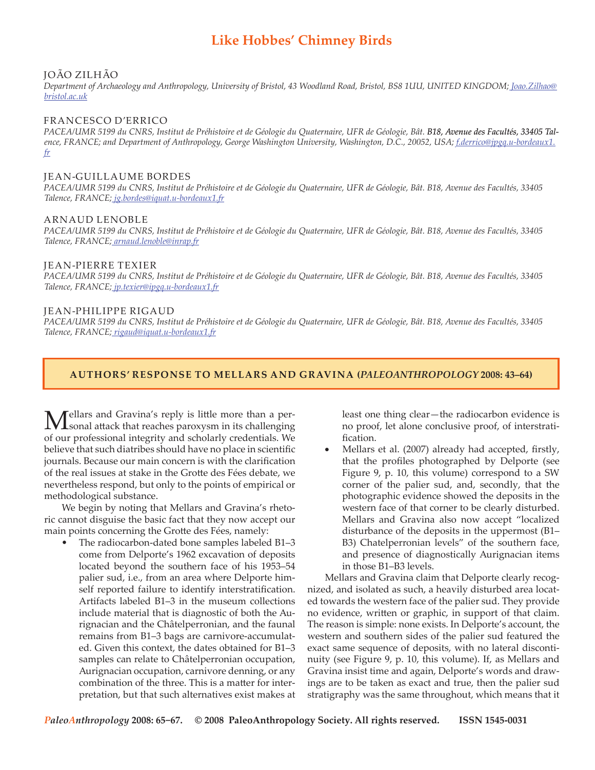# Like Hobbes' Chimney Birds

JOÃO ZILHÃO
*Department of Archaeology and Anthropology, University of Bristol, 43 Woodland Road, Bristol, BS8 1UU, UNITED KINGDOM; Joao.Zilhao@bristol.ac.uk*

FRANCESCO D'ERRICO
*PACEA/UMR 5199 du CNRS, Institut de Préhistoire et de Géologie du Quaternaire, UFR de Géologie, Bât. B18, Avenue des Facultés, 33405 Talence, FRANCE; and Department of Anthropology, George Washington University, Washington, D.C., 20052, USA; f.derrico@ipgq.u-bordeaux1.fr*

JEAN-GUILLAUME BORDES
*PACEA/UMR 5199 du CNRS, Institut de Préhistoire et de Géologie du Quaternaire, UFR de Géologie, Bât. B18, Avenue des Facultés, 33405 Talence, FRANCE; jg.bordes@iquat.u-bordeaux1.fr*

ARNAUD LENOBLE
*PACEA/UMR 5199 du CNRS, Institut de Préhistoire et de Géologie du Quaternaire, UFR de Géologie, Bât. B18, Avenue des Facultés, 33405 Talence, FRANCE; arnaud.lenoble@inrap.fr*

JEAN-PIERRE TEXIER
*PACEA/UMR 5199 du CNRS, Institut de Préhistoire et de Géologie du Quaternaire, UFR de Géologie, Bât. B18, Avenue des Facultés, 33405 Talence, FRANCE; jp.texier@ipgq.u-bordeaux1.fr*

JEAN-PHILIPPE RIGAUD
*PACEA/UMR 5199 du CNRS, Institut de Préhistoire et de Géologie du Quaternaire, UFR de Géologie, Bât. B18, Avenue des Facultés, 33405 Talence, FRANCE; rigaud@iquat.u-bordeaux1.fr*

**AUTHORS' RESPONSE TO MELLARS AND GRAVINA (*PALEOANTHROPOLOGY* 2008: 43–64)**

Mellars and Gravina's reply is little more than a personal attack that reaches paroxysm in its challenging of our professional integrity and scholarly credentials. We believe that such diatribes should have no place in scientific journals. Because our main concern is with the clarification of the real issues at stake in the Grotte des Fées debate, we nevertheless respond, but only to the points of empirical or methodological substance.

We begin by noting that Mellars and Gravina's rhetoric cannot disguise the basic fact that they now accept our main points concerning the Grotte des Fées, namely:

- The radiocarbon-dated bone samples labeled B1–3 come from Delporte's 1962 excavation of deposits located beyond the southern face of his 1953–54 palier sud, i.e., from an area where Delporte himself reported failure to identify interstratification. Artifacts labeled B1–3 in the museum collections include material that is diagnostic of both the Aurignacian and the Châtelperronian, and the faunal remains from B1–3 bags are carnivore-accumulated. Given this context, the dates obtained for B1–3 samples can relate to Châtelperronian occupation, Aurignacian occupation, carnivore denning, or any combination of the three. This is a matter for interpretation, but that such alternatives exist makes at least one thing clear—the radiocarbon evidence is no proof, let alone conclusive proof, of interstratification.
- Mellars et al. (2007) already had accepted, firstly, that the profiles photographed by Delporte (see Figure 9, p. 10, this volume) correspond to a SW corner of the palier sud, and, secondly, that the photographic evidence showed the deposits in the western face of that corner to be clearly disturbed. Mellars and Gravina also now accept "localized disturbance of the deposits in the uppermost (B1–B3) Chatelperronian levels" of the southern face, and presence of diagnostically Aurignacian items in those B1–B3 levels.

Mellars and Gravina claim that Delporte clearly recognized, and isolated as such, a heavily disturbed area located towards the western face of the palier sud. They provide no evidence, written or graphic, in support of that claim. The reason is simple: none exists. In Delporte's account, the western and southern sides of the palier sud featured the exact same sequence of deposits, with no lateral discontinuity (see Figure 9, p. 10, this volume). If, as Mellars and Gravina insist time and again, Delporte's words and drawings are to be taken as exact and true, then the palier sud stratigraphy was the same throughout, which means that it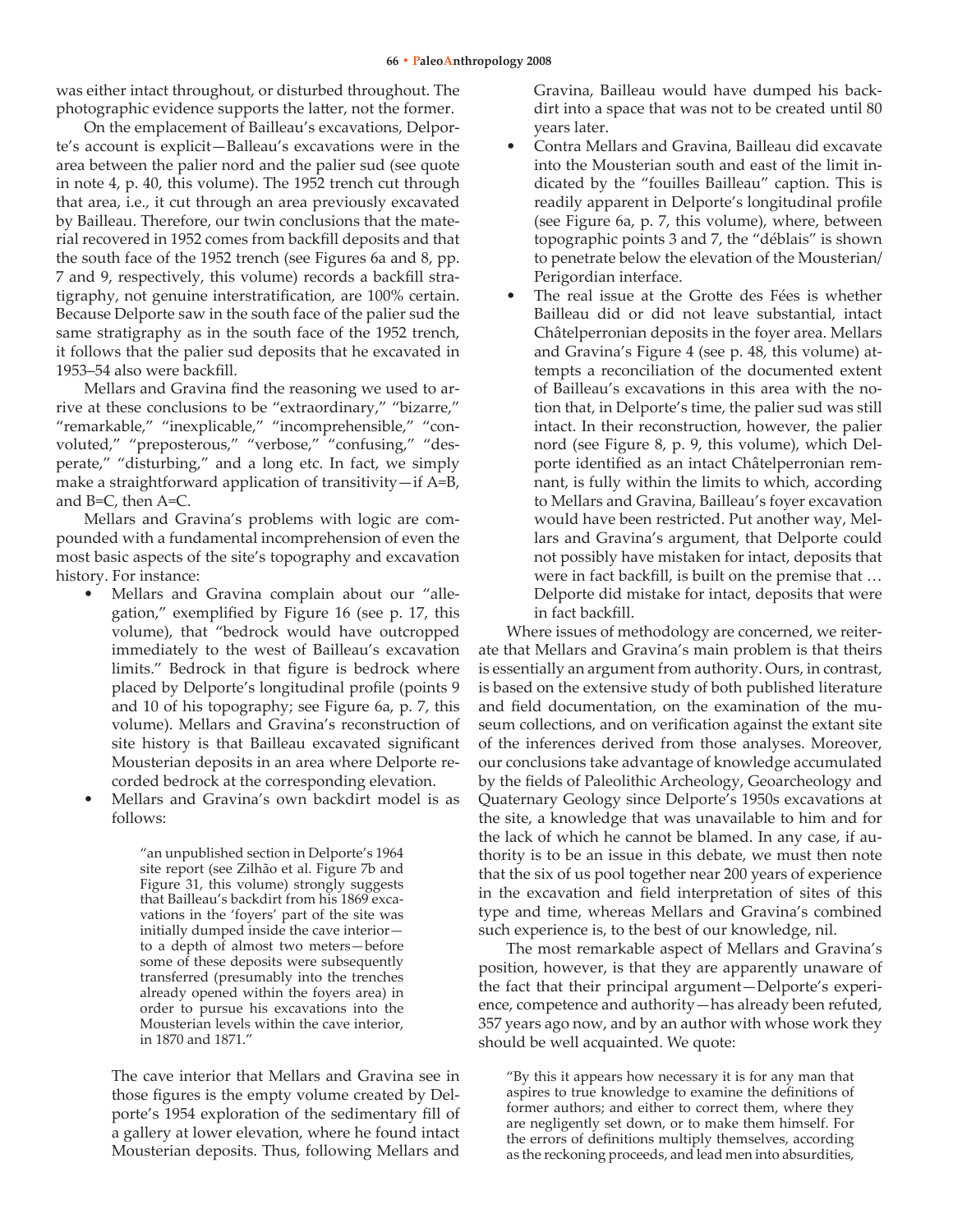was either intact throughout, or disturbed throughout. The photographic evidence supports the latter, not the former.

On the emplacement of Bailleau's excavations, Delporte's account is explicit—Bailleau's excavations were in the area between the palier nord and the palier sud (see quote in note 4, p. 40, this volume). The 1952 trench cut through that area, i.e., it cut through an area previously excavated by Bailleau. Therefore, our twin conclusions that the material recovered in 1952 comes from backfill deposits and that the south face of the 1952 trench (see Figures 6a and 8, pp. 7 and 9, respectively, this volume) records a backfill stratigraphy, not genuine interstratification, are 100% certain. Because Delporte saw in the south face of the palier sud the same stratigraphy as in the south face of the 1952 trench, it follows that the palier sud deposits that he excavated in 1953–54 also were backfill.

Mellars and Gravina find the reasoning we used to arrive at these conclusions to be "extraordinary," "bizarre," "remarkable," "inexplicable," "incomprehensible," "convoluted," "preposterous," "verbose," "confusing," "desperate," "disturbing," and a long etc. In fact, we simply make a straightforward application of transitivity—if A=B, and B=C, then A=C.

Mellars and Gravina's problems with logic are compounded with a fundamental incomprehension of even the most basic aspects of the site's topography and excavation history. For instance:

- Mellars and Gravina complain about our "allegation," exemplified by Figure 16 (see p. 17, this volume), that "bedrock would have outcropped immediately to the west of Bailleau's excavation limits." Bedrock in that figure is bedrock where placed by Delporte's longitudinal profile (points 9 and 10 of his topography; see Figure 6a, p. 7, this volume). Mellars and Gravina's reconstruction of site history is that Bailleau excavated significant Mousterian deposits in an area where Delporte recorded bedrock at the corresponding elevation.
- Mellars and Gravina's own backdirt model is as follows:

  > "an unpublished section in Delporte's 1964 site report (see Zilhão et al. Figure 7b and Figure 31, this volume) strongly suggests that Bailleau's backdirt from his 1869 excavations in the 'foyers' part of the site was initially dumped inside the cave interior—to a depth of almost two meters—before some of these deposits were subsequently transferred (presumably into the trenches already opened within the foyers area) in order to pursue his excavations into the Mousterian levels within the cave interior, in 1870 and 1871."

  The cave interior that Mellars and Gravina see in those figures is the empty volume created by Delporte's 1954 exploration of the sedimentary fill of a gallery at lower elevation, where he found intact Mousterian deposits. Thus, following Mellars and Gravina, Bailleau would have dumped his backdirt into a space that was not to be created until 80 years later.
- Contra Mellars and Gravina, Bailleau did excavate into the Mousterian south and east of the limit indicated by the "fouilles Bailleau" caption. This is readily apparent in Delporte's longitudinal profile (see Figure 6a, p. 7, this volume), where, between topographic points 3 and 7, the "déblais" is shown to penetrate below the elevation of the Mousterian/Perigordian interface.
- The real issue at the Grotte des Fées is whether Bailleau did or did not leave substantial, intact Châtelperronian deposits in the foyer area. Mellars and Gravina's Figure 4 (see p. 48, this volume) attempts a reconciliation of the documented extent of Bailleau's excavations in this area with the notion that, in Delporte's time, the palier sud was still intact. In their reconstruction, however, the palier nord (see Figure 8, p. 9, this volume), which Delporte identified as an intact Châtelperronian remnant, is fully within the limits to which, according to Mellars and Gravina, Bailleau's foyer excavation would have been restricted. Put another way, Mellars and Gravina's argument, that Delporte could not possibly have mistaken for intact, deposits that were in fact backfill, is built on the premise that … Delporte did mistake for intact, deposits that were in fact backfill.

Where issues of methodology are concerned, we reiterate that Mellars and Gravina's main problem is that theirs is essentially an argument from authority. Ours, in contrast, is based on the extensive study of both published literature and field documentation, on the examination of the museum collections, and on verification against the extant site of the inferences derived from those analyses. Moreover, our conclusions take advantage of knowledge accumulated by the fields of Paleolithic Archeology, Geoarcheology and Quaternary Geology since Delporte's 1950s excavations at the site, a knowledge that was unavailable to him and for the lack of which he cannot be blamed. In any case, if authority is to be an issue in this debate, we must then note that the six of us pool together near 200 years of experience in the excavation and field interpretation of sites of this type and time, whereas Mellars and Gravina's combined such experience is, to the best of our knowledge, nil.

The most remarkable aspect of Mellars and Gravina's position, however, is that they are apparently unaware of the fact that their principal argument—Delporte's experience, competence and authority—has already been refuted, 357 years ago now, and by an author with whose work they should be well acquainted. We quote:

> "By this it appears how necessary it is for any man that aspires to true knowledge to examine the definitions of former authors; and either to correct them, where they are negligently set down, or to make them himself. For the errors of definitions multiply themselves, according as the reckoning proceeds, and lead men into absurdities,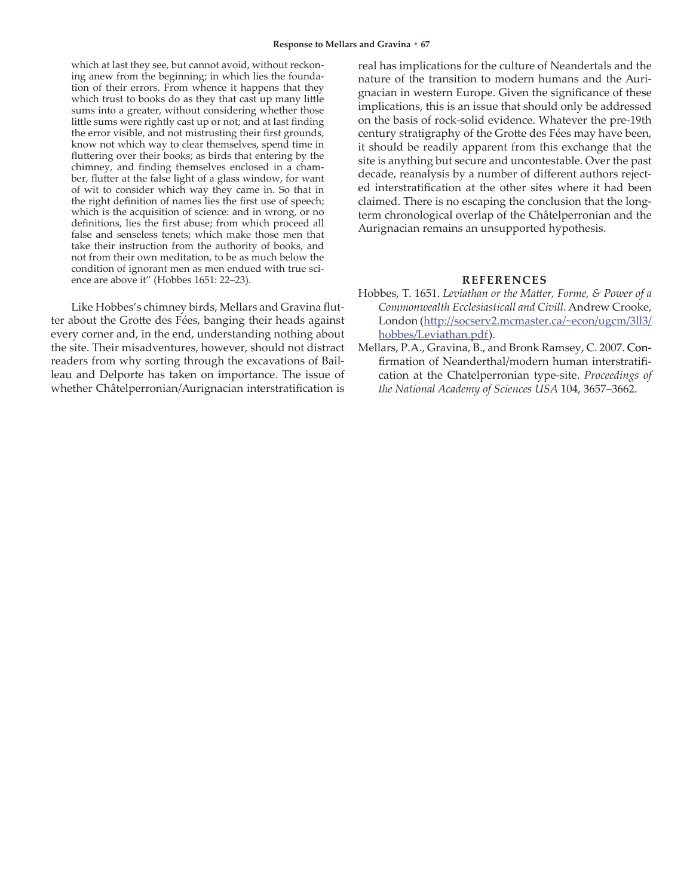which at last they see, but cannot avoid, without reckoning anew from the beginning; in which lies the foundation of their errors. From whence it happens that they which trust to books do as they that cast up many little sums into a greater, without considering whether those little sums were rightly cast up or not; and at last finding the error visible, and not mistrusting their first grounds, know not which way to clear themselves, spend time in fluttering over their books; as birds that entering by the chimney, and finding themselves enclosed in a chamber, flutter at the false light of a glass window, for want of wit to consider which way they came in. So that in the right definition of names lies the first use of speech; which is the acquisition of science: and in wrong, or no definitions, lies the first abuse; from which proceed all false and senseless tenets; which make those men that take their instruction from the authority of books, and not from their own meditation, to be as much below the condition of ignorant men as men endued with true science are above it" (Hobbes 1651: 22–23).

Like Hobbes's chimney birds, Mellars and Gravina flutter about the Grotte des Fées, banging their heads against every corner and, in the end, understanding nothing about the site. Their misadventures, however, should not distract readers from why sorting through the excavations of Bailleau and Delporte has taken on importance. The issue of whether Châtelperronian/Aurignacian interstratification is real has implications for the culture of Neandertals and the nature of the transition to modern humans and the Aurignacian in western Europe. Given the significance of these implications, this is an issue that should only be addressed on the basis of rock-solid evidence. Whatever the pre-19th century stratigraphy of the Grotte des Fées may have been, it should be readily apparent from this exchange that the site is anything but secure and uncontestable. Over the past decade, reanalysis by a number of different authors rejected interstratification at the other sites where it had been claimed. There is no escaping the conclusion that the long-term chronological overlap of the Châtelperronian and the Aurignacian remains an unsupported hypothesis.

## REFERENCES

Hobbes, T. 1651. *Leviathan or the Matter, Forme, & Power of a Commonwealth Ecclesiasticall and Civill*. Andrew Crooke, London (http://socserv2.mcmaster.ca/~econ/ugcm/3ll3/hobbes/Leviathan.pdf).

Mellars, P.A., Gravina, B., and Bronk Ramsey, C. 2007. Confirmation of Neanderthal/modern human interstratification at the Chatelperronian type-site. *Proceedings of the National Academy of Sciences USA* 104, 3657–3662.